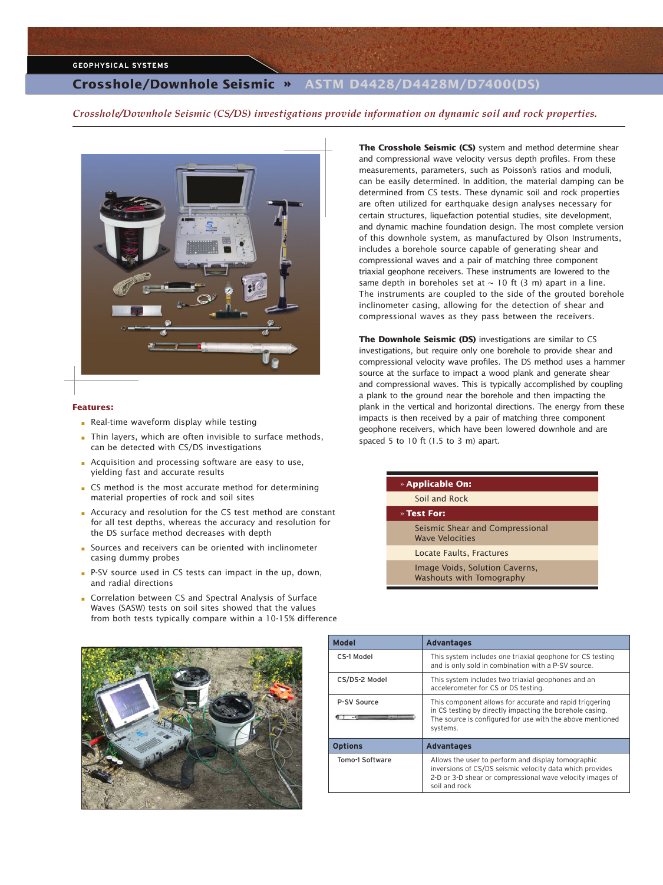GEOPHYSICAL SYSTEMS

# Crosshole/Downhole Seismic » ASTM D4428/D4428M/D7400(DS)

*Crosshole/Downhole Seismic (CS/DS) investigations provide information on dynamic soil and rock properties.*

**The Crosshole Seismic (CS)** system and method determine shear and compressional wave velocity versus depth profiles. From these measurements, parameters, such as Poisson's ratios and moduli, can be easily determined. In addition, the material damping can be determined from CS tests. These dynamic soil and rock properties are often utilized for earthquake design analyses necessary for certain structures, liquefaction potential studies, site development, and dynamic machine foundation design. The most complete version of this downhole system, as manufactured by Olson Instruments, includes a borehole source capable of generating shear and compressional waves and a pair of matching three component triaxial geophone receivers. These instruments are lowered to the same depth in boreholes set at ~ 10 ft (3 m) apart in a line. The instruments are coupled to the side of the grouted borehole inclinometer casing, allowing for the detection of shear and compressional waves as they pass between the receivers.

**The Downhole Seismic (DS)** investigations are similar to CS investigations, but require only one borehole to provide shear and compressional velocity wave profiles. The DS method uses a hammer source at the surface to impact a wood plank and generate shear and compressional waves. This is typically accomplished by coupling a plank to the ground near the borehole and then impacting the plank in the vertical and horizontal directions. The energy from these impacts is then received by a pair of matching three component geophone receivers, which have been lowered downhole and are spaced 5 to 10 ft (1.5 to 3 m) apart.

## Features:

- Real-time waveform display while testing
- Thin layers, which are often invisible to surface methods, can be detected with CS/DS investigations
- Acquisition and processing software are easy to use, yielding fast and accurate results
- CS method is the most accurate method for determining material properties of rock and soil sites
- Accuracy and resolution for the CS test method are constant for all test depths, whereas the accuracy and resolution for the DS surface method decreases with depth
- Sources and receivers can be oriented with inclinometer casing dummy probes
- P-SV source used in CS tests can impact in the up, down, and radial directions
- Correlation between CS and Spectral Analysis of Surface Waves (SASW) tests on soil sites showed that the values from both tests typically compare within a 10-15% difference

| » Applicable On: |
|---|
| Soil and Rock |
| **» Test For:** |
| Seismic Shear and Compressional Wave Velocities |
| Locate Faults, Fractures |
| Image Voids, Solution Caverns, Washouts with Tomography |

| Model | Advantages |
|---|---|
| CS-1 Model | This system includes one triaxial geophone for CS testing and is only sold in combination with a P-SV source. |
| CS/DS-2 Model | This system includes two triaxial geophones and an accelerometer for CS or DS testing. |
| P-SV Source | This component allows for accurate and rapid triggering in CS testing by directly impacting the borehole casing. The source is configured for use with the above mentioned systems. |
| **Options** | **Advantages** |
| Tomo-1 Software | Allows the user to perform and display tomographic inversions of CS/DS seismic velocity data which provides 2-D or 3-D shear or compressional wave velocity images of soil and rock |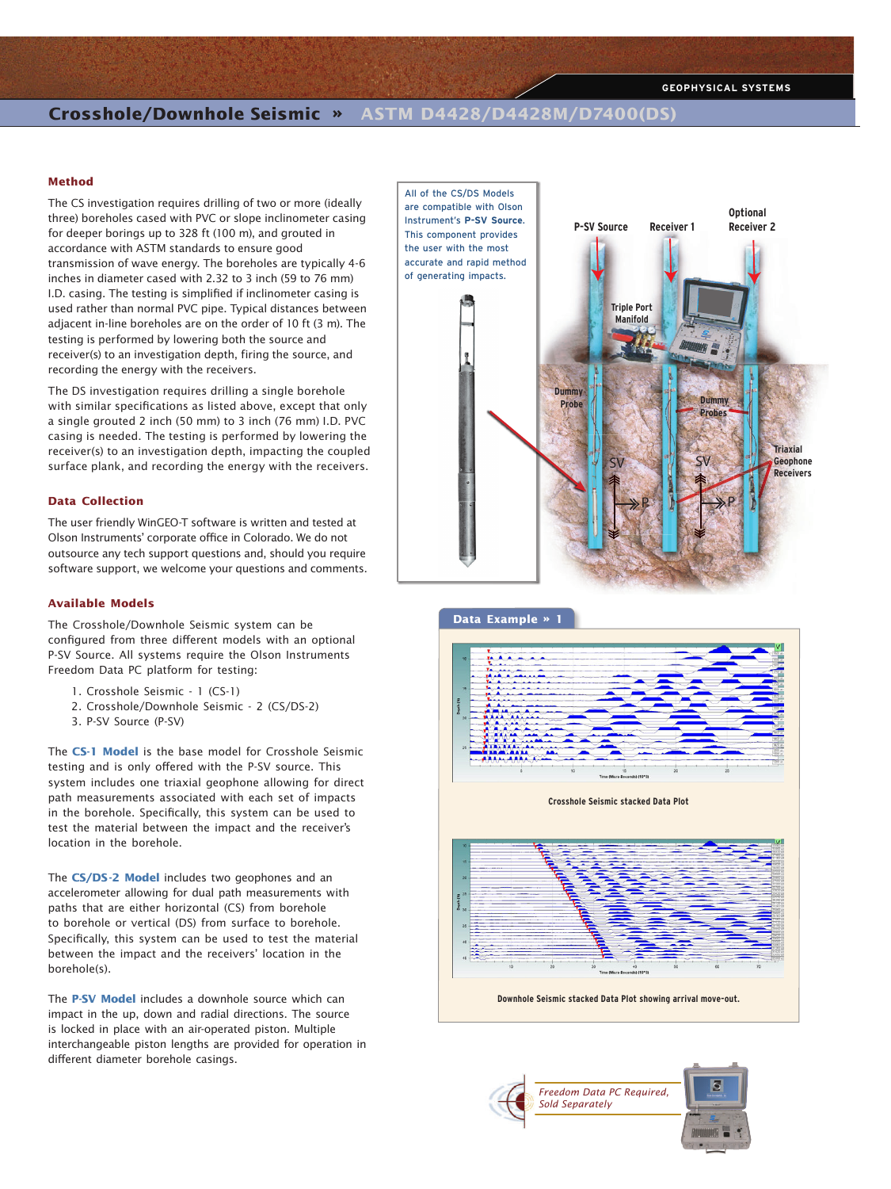GEOPHYSICAL SYSTEMS

# Crosshole/Downhole Seismic » ASTM D4428/D4428M/D7400(DS)

### Method

The CS investigation requires drilling of two or more (ideally three) boreholes cased with PVC or slope inclinometer casing for deeper borings up to 328 ft (100 m), and grouted in accordance with ASTM standards to ensure good transmission of wave energy. The boreholes are typically 4-6 inches in diameter cased with 2.32 to 3 inch (59 to 76 mm) I.D. casing. The testing is simplified if inclinometer casing is used rather than normal PVC pipe. Typical distances between adjacent in-line boreholes are on the order of 10 ft (3 m). The testing is performed by lowering both the source and receiver(s) to an investigation depth, firing the source, and recording the energy with the receivers.

The DS investigation requires drilling a single borehole with similar specifications as listed above, except that only a single grouted 2 inch (50 mm) to 3 inch (76 mm) I.D. PVC casing is needed. The testing is performed by lowering the receiver(s) to an investigation depth, impacting the coupled surface plank, and recording the energy with the receivers.

### Data Collection

The user friendly WinGEO-T software is written and tested at Olson Instruments' corporate office in Colorado. We do not outsource any tech support questions and, should you require software support, we welcome your questions and comments.

### Available Models

The Crosshole/Downhole Seismic system can be configured from three different models with an optional P-SV Source. All systems require the Olson Instruments Freedom Data PC platform for testing:

1. Crosshole Seismic - 1 (CS-1)
2. Crosshole/Downhole Seismic - 2 (CS/DS-2)
3. P-SV Source (P-SV)

The **CS-1 Model** is the base model for Crosshole Seismic testing and is only offered with the P-SV source. This system includes one triaxial geophone allowing for direct path measurements associated with each set of impacts in the borehole. Specifically, this system can be used to test the material between the impact and the receiver's location in the borehole.

The **CS/DS-2 Model** includes two geophones and an accelerometer allowing for dual path measurements with paths that are either horizontal (CS) from borehole to borehole or vertical (DS) from surface to borehole. Specifically, this system can be used to test the material between the impact and the receivers' location in the borehole(s).

The **P-SV Model** includes a downhole source which can impact in the up, down and radial directions. The source is locked in place with an air-operated piston. Multiple interchangeable piston lengths are provided for operation in different diameter borehole casings.

All of the CS/DS Models are compatible with Olson Instrument's **P-SV Source**. This component provides the user with the most accurate and rapid method of generating impacts.

P-SV Source
Receiver 1
Optional Receiver 2
Triple Port Manifold
Dummy Probe
Dummy Probes
Triaxial Geophone Receivers
SV
P
SV
P

### Data Example » 1

Crosshole Seismic stacked Data Plot

Downhole Seismic stacked Data Plot showing arrival move-out.

*Freedom Data PC Required, Sold Separately*